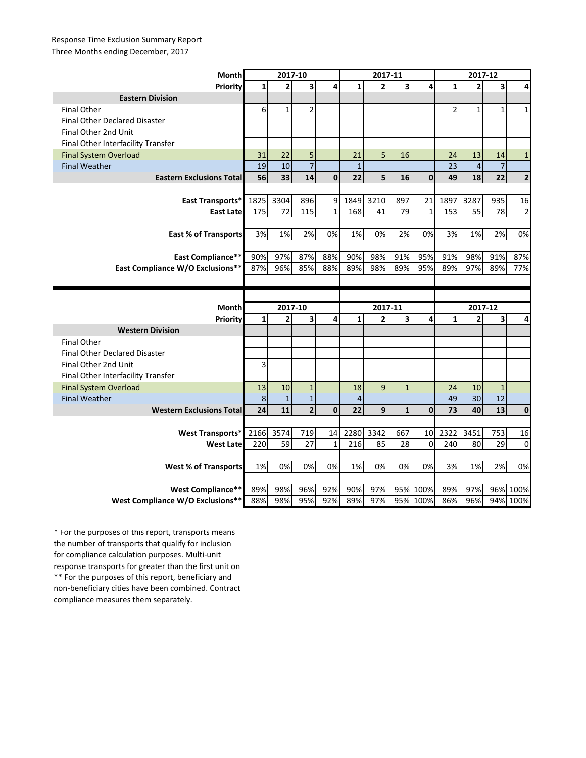Response Time Exclusion Summary Report
Three Months ending December, 2017

| Month | 2017-10 | | | | 2017-11 | | | | 2017-12 | | | |
|---|---|---|---|---|---|---|---|---|---|---|---|---|
| **Priority** | **1** | **2** | **3** | **4** | **1** | **2** | **3** | **4** | **1** | **2** | **3** | **4** |
| **Eastern Division** | | | | | | | | | | | | |
| Final Other | 6 | 1 | 2 | | | | | | 2 | 1 | 1 | 1 |
| Final Other Declared Disaster | | | | | | | | | | | | |
| Final Other 2nd Unit | | | | | | | | | | | | |
| Final Other Interfacility Transfer | | | | | | | | | | | | |
| Final System Overload | 31 | 22 | 5 | | 21 | 5 | 16 | | 24 | 13 | 14 | 1 |
| Final Weather | 19 | 10 | 7 | | 1 | | | | 23 | 4 | 7 | |
| **Eastern Exclusions Total** | **56** | **33** | **14** | **0** | **22** | **5** | **16** | **0** | **49** | **18** | **22** | **2** |
| **East Transports*** | 1825 | 3304 | 896 | 9 | 1849 | 3210 | 897 | 21 | 1897 | 3287 | 935 | 16 |
| **East Late** | 175 | 72 | 115 | 1 | 168 | 41 | 79 | 1 | 153 | 55 | 78 | 2 |
| **East % of Transports** | 3% | 1% | 2% | 0% | 1% | 0% | 2% | 0% | 3% | 1% | 2% | 0% |
| **East Compliance**** | 90% | 97% | 87% | 88% | 90% | 98% | 91% | 95% | 91% | 98% | 91% | 87% |
| **East Compliance W/O Exclusions**** | 87% | 96% | 85% | 88% | 89% | 98% | 89% | 95% | 89% | 97% | 89% | 77% |

| Month | 2017-10 | | | | 2017-11 | | | | 2017-12 | | | |
|---|---|---|---|---|---|---|---|---|---|---|---|---|
| **Priority** | **1** | **2** | **3** | **4** | **1** | **2** | **3** | **4** | **1** | **2** | **3** | **4** |
| **Western Division** | | | | | | | | | | | | |
| Final Other | | | | | | | | | | | | |
| Final Other Declared Disaster | | | | | | | | | | | | |
| Final Other 2nd Unit | 3 | | | | | | | | | | | |
| Final Other Interfacility Transfer | | | | | | | | | | | | |
| Final System Overload | 13 | 10 | 1 | | 18 | 9 | 1 | | 24 | 10 | 1 | |
| Final Weather | 8 | 1 | 1 | | 4 | | | | 49 | 30 | 12 | |
| **Western Exclusions Total** | **24** | **11** | **2** | **0** | **22** | **9** | **1** | **0** | **73** | **40** | **13** | **0** |
| **West Transports*** | 2166 | 3574 | 719 | 14 | 2280 | 3342 | 667 | 10 | 2322 | 3451 | 753 | 16 |
| **West Late** | 220 | 59 | 27 | 1 | 216 | 85 | 28 | 0 | 240 | 80 | 29 | 0 |
| **West % of Transports** | 1% | 0% | 0% | 0% | 1% | 0% | 0% | 0% | 3% | 1% | 2% | 0% |
| **West Compliance**** | 89% | 98% | 96% | 92% | 90% | 97% | 95% | 100% | 89% | 97% | 96% | 100% |
| **West Compliance W/O Exclusions**** | 88% | 98% | 95% | 92% | 89% | 97% | 95% | 100% | 86% | 96% | 94% | 100% |

* For the purposes of this report, transports means the number of transports that qualify for inclusion for compliance calculation purposes. Multi-unit response transports for greater than the first unit on
** For the purposes of this report, beneficiary and non-beneficiary cities have been combined. Contract compliance measures them separately.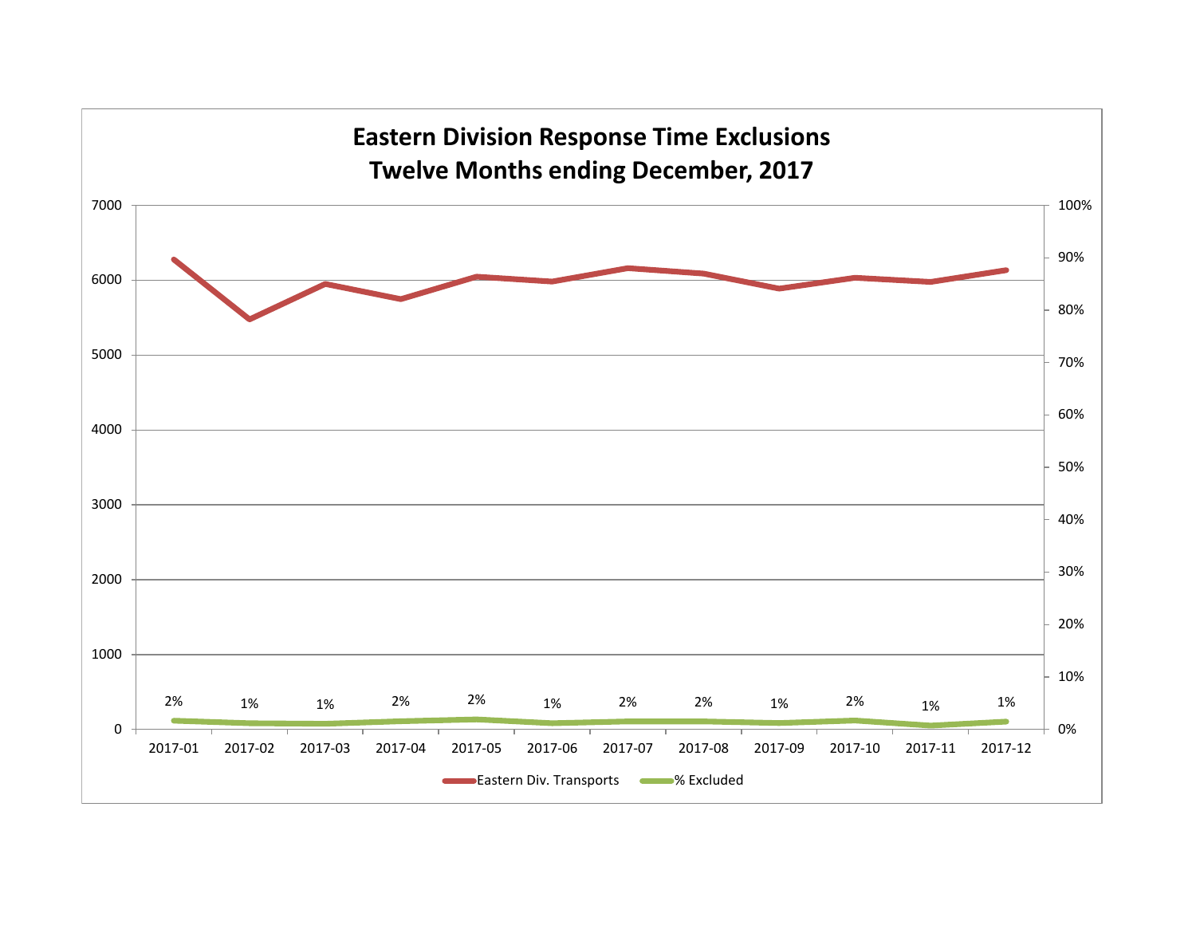# Eastern Division Response Time Exclusions
## Twelve Months ending December, 2017

| Month | % Excluded |
|---|---|
| 2017-01 | 2% |
| 2017-02 | 1% |
| 2017-03 | 1% |
| 2017-04 | 2% |
| 2017-05 | 2% |
| 2017-06 | 1% |
| 2017-07 | 2% |
| 2017-08 | 2% |
| 2017-09 | 1% |
| 2017-10 | 2% |
| 2017-11 | 1% |
| 2017-12 | 1% |

Eastern Div. Transports — % Excluded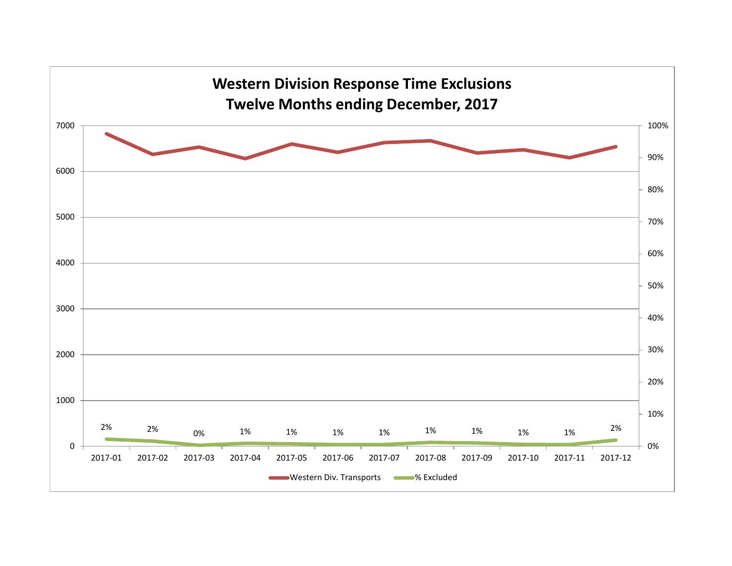# Western Division Response Time Exclusions
## Twelve Months ending December, 2017

7000
6000
5000
4000
3000
2000
1000
0

100%
90%
80%
70%
60%
50%
40%
30%
20%
10%
0%

2% 2% 0% 1% 1% 1% 1% 1% 1% 1% 1% 2%

2017-01 2017-02 2017-03 2017-04 2017-05 2017-06 2017-07 2017-08 2017-09 2017-10 2017-11 2017-12

Western Div. Transports
% Excluded